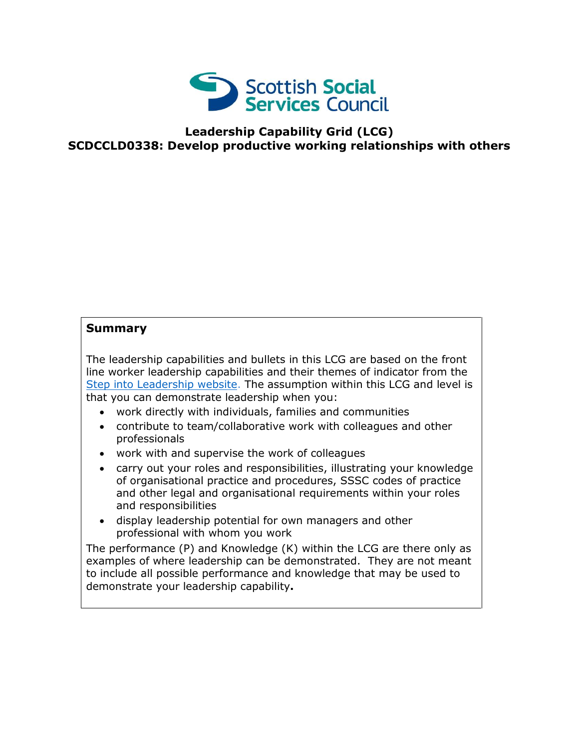Scottish Social Services Council

# Leadership Capability Grid (LCG)
# SCDCCLD0338: Develop productive working relationships with others

## Summary

The leadership capabilities and bullets in this LCG are based on the front line worker leadership capabilities and their themes of indicator from the Step into Leadership website. The assumption within this LCG and level is that you can demonstrate leadership when you:

- work directly with individuals, families and communities
- contribute to team/collaborative work with colleagues and other professionals
- work with and supervise the work of colleagues
- carry out your roles and responsibilities, illustrating your knowledge of organisational practice and procedures, SSSC codes of practice and other legal and organisational requirements within your roles and responsibilities
- display leadership potential for own managers and other professional with whom you work

The performance (P) and Knowledge (K) within the LCG are there only as examples of where leadership can be demonstrated. They are not meant to include all possible performance and knowledge that may be used to demonstrate your leadership capability**.**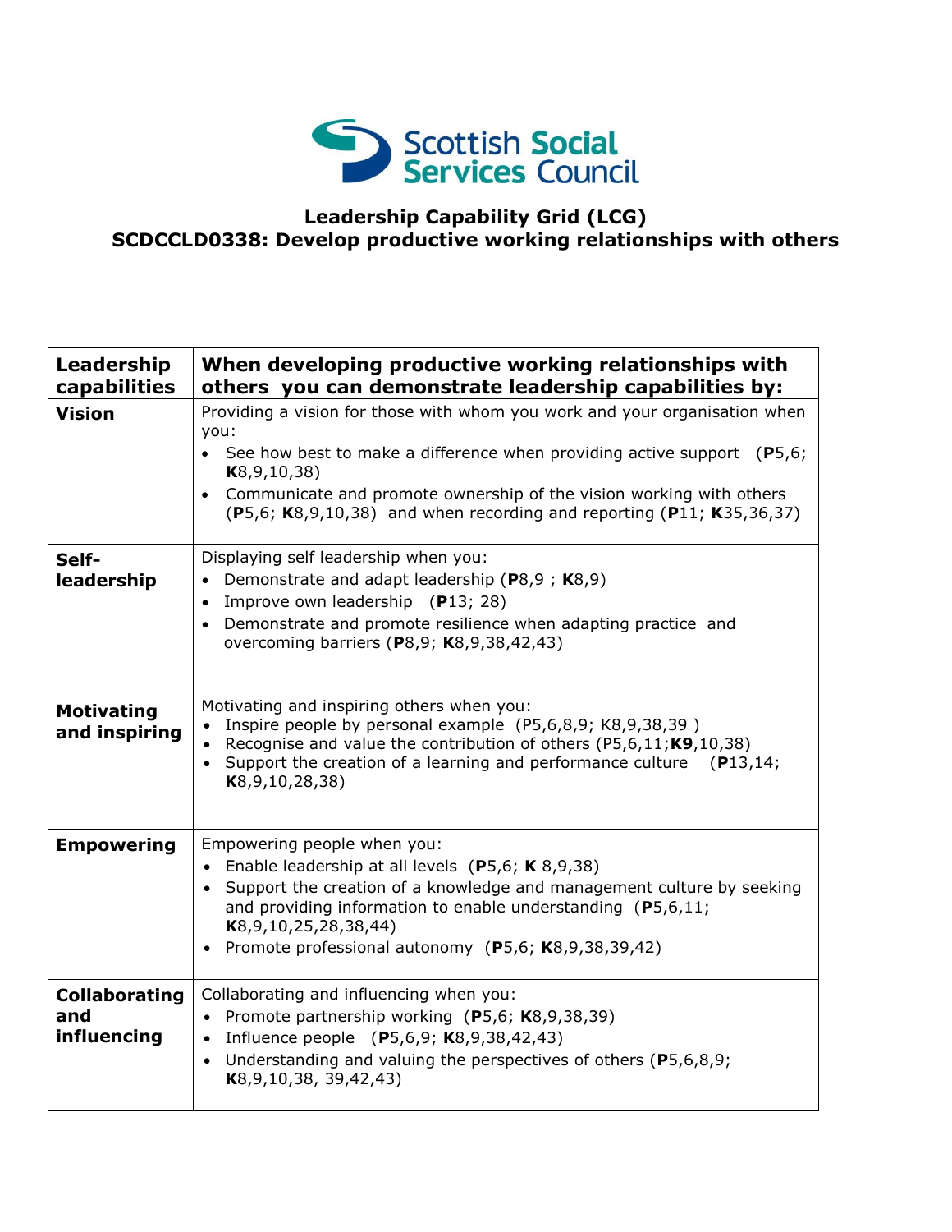**Leadership Capability Grid (LCG)**
**SCDCCLD0338: Develop productive working relationships with others**

| **Leadership capabilities** | **When developing productive working relationships with others you can demonstrate leadership capabilities by:** |
|---|---|
| **Vision** | Providing a vision for those with whom you work and your organisation when you:<br>• See how best to make a difference when providing active support (**P**5,6; **K**8,9,10,38)<br>• Communicate and promote ownership of the vision working with others (**P**5,6; **K**8,9,10,38) and when recording and reporting (**P**11; **K**35,36,37) |
| **Self-leadership** | Displaying self leadership when you:<br>• Demonstrate and adapt leadership (**P**8,9 ; **K**8,9)<br>• Improve own leadership (**P**13; 28)<br>• Demonstrate and promote resilience when adapting practice and overcoming barriers (**P**8,9; **K**8,9,38,42,43) |
| **Motivating and inspiring** | Motivating and inspiring others when you:<br>• Inspire people by personal example (P5,6,8,9; K8,9,38,39 )<br>• Recognise and value the contribution of others (P5,6,11;**K9**,10,38)<br>• Support the creation of a learning and performance culture (**P**13,14; **K**8,9,10,28,38) |
| **Empowering** | Empowering people when you:<br>• Enable leadership at all levels (**P**5,6; **K** 8,9,38)<br>• Support the creation of a knowledge and management culture by seeking and providing information to enable understanding (**P**5,6,11; **K**8,9,10,25,28,38,44)<br>• Promote professional autonomy (**P**5,6; **K**8,9,38,39,42) |
| **Collaborating and influencing** | Collaborating and influencing when you:<br>• Promote partnership working (**P**5,6; **K**8,9,38,39)<br>• Influence people (**P**5,6,9; **K**8,9,38,42,43)<br>• Understanding and valuing the perspectives of others (**P**5,6,8,9; **K**8,9,10,38, 39,42,43) |